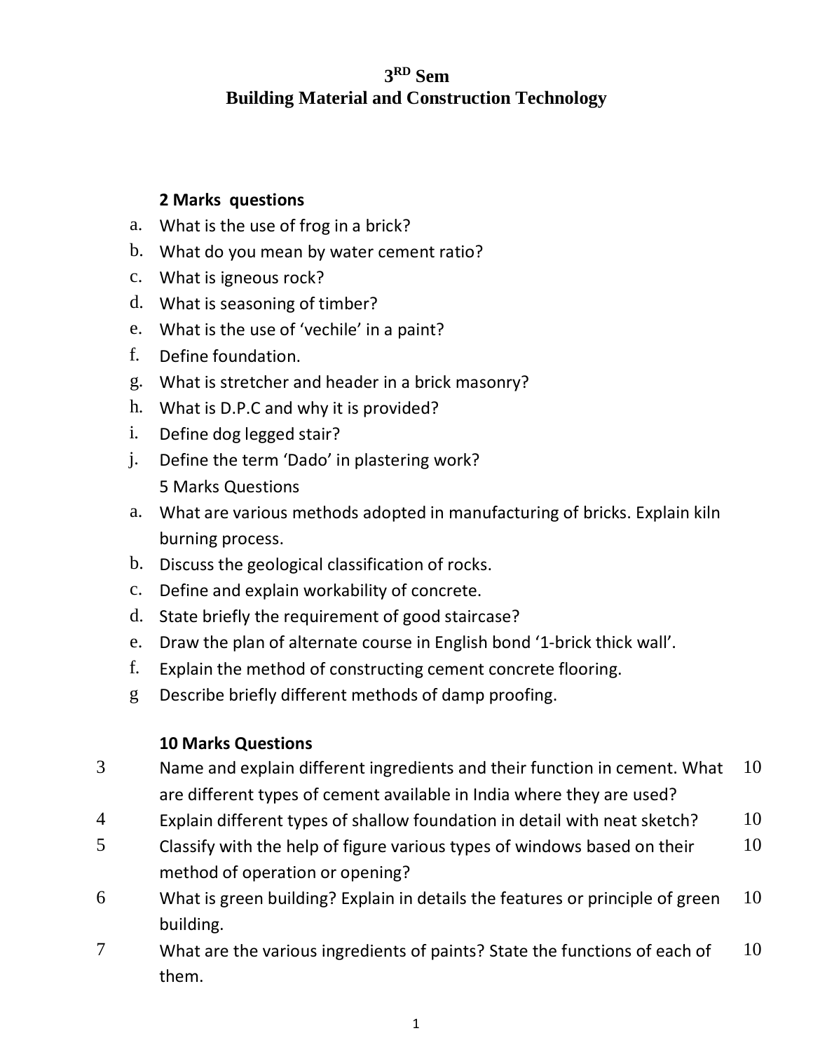# 3[RD] Sem
# Building Material and Construction Technology

**2 Marks questions**

a. What is the use of frog in a brick?
b. What do you mean by water cement ratio?
c. What is igneous rock?
d. What is seasoning of timber?
e. What is the use of 'vechile' in a paint?
f. Define foundation.
g. What is stretcher and header in a brick masonry?
h. What is D.P.C and why it is provided?
i. Define dog legged stair?
j. Define the term 'Dado' in plastering work?

5 Marks Questions

a. What are various methods adopted in manufacturing of bricks. Explain kiln burning process.
b. Discuss the geological classification of rocks.
c. Define and explain workability of concrete.
d. State briefly the requirement of good staircase?
e. Draw the plan of alternate course in English bond '1-brick thick wall'.
f. Explain the method of constructing cement concrete flooring.
g Describe briefly different methods of damp proofing.

**10 Marks Questions**

| | | |
|---|---|---|
| 3 | Name and explain different ingredients and their function in cement. What are different types of cement available in India where they are used? | 10 |
| 4 | Explain different types of shallow foundation in detail with neat sketch? | 10 |
| 5 | Classify with the help of figure various types of windows based on their method of operation or opening? | 10 |
| 6 | What is green building? Explain in details the features or principle of green building. | 10 |
| 7 | What are the various ingredients of paints? State the functions of each of them. | 10 |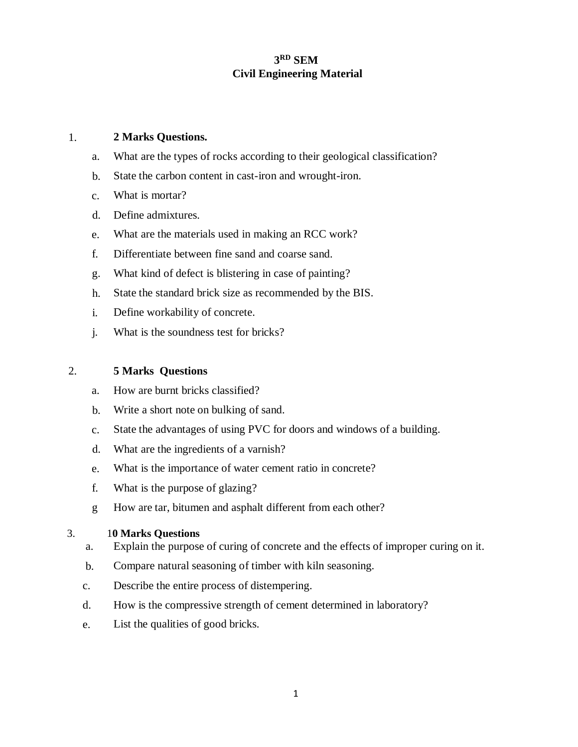# 3RD SEM
# Civil Engineering Material

1. **2 Marks Questions.**
   a. What are the types of rocks according to their geological classification?
   b. State the carbon content in cast-iron and wrought-iron.
   c. What is mortar?
   d. Define admixtures.
   e. What are the materials used in making an RCC work?
   f. Differentiate between fine sand and coarse sand.
   g. What kind of defect is blistering in case of painting?
   h. State the standard brick size as recommended by the BIS.
   i. Define workability of concrete.
   j. What is the soundness test for bricks?

2. **5 Marks Questions**
   a. How are burnt bricks classified?
   b. Write a short note on bulking of sand.
   c. State the advantages of using PVC for doors and windows of a building.
   d. What are the ingredients of a varnish?
   e. What is the importance of water cement ratio in concrete?
   f. What is the purpose of glazing?
   g How are tar, bitumen and asphalt different from each other?

3. 1**0 Marks Questions**
   a. Explain the purpose of curing of concrete and the effects of improper curing on it.
   b. Compare natural seasoning of timber with kiln seasoning.
   c. Describe the entire process of distempering.
   d. How is the compressive strength of cement determined in laboratory?
   e. List the qualities of good bricks.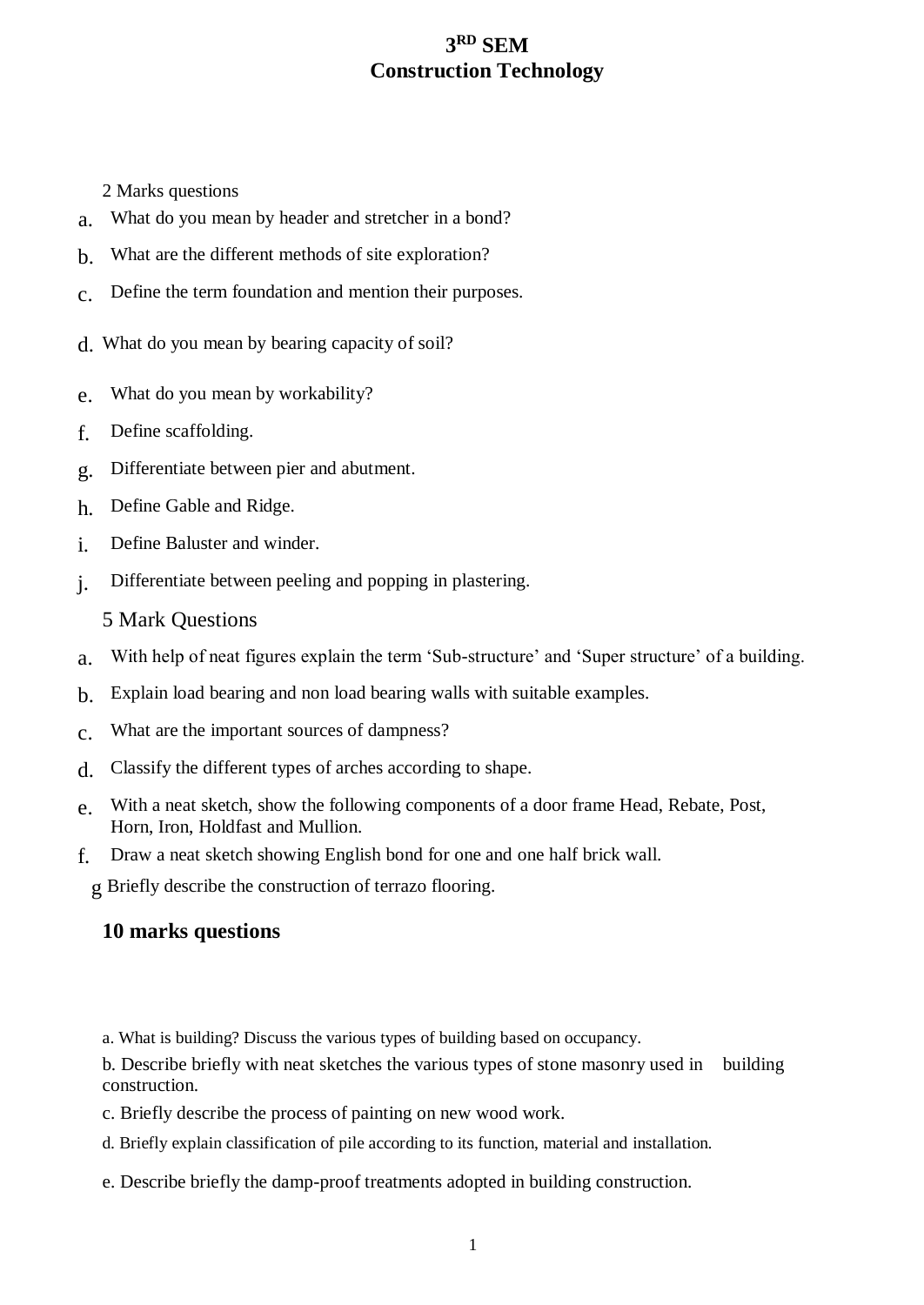# 3$^{RD}$ SEM
# Construction Technology

2 Marks questions

a. What do you mean by header and stretcher in a bond?

b. What are the different methods of site exploration?

c. Define the term foundation and mention their purposes.

d. What do you mean by bearing capacity of soil?

e. What do you mean by workability?

f. Define scaffolding.

g. Differentiate between pier and abutment.

h. Define Gable and Ridge.

i. Define Baluster and winder.

j. Differentiate between peeling and popping in plastering.

5 Mark Questions

a. With help of neat figures explain the term 'Sub-structure' and 'Super structure' of a building.

b. Explain load bearing and non load bearing walls with suitable examples.

c. What are the important sources of dampness?

d. Classify the different types of arches according to shape.

e. With a neat sketch, show the following components of a door frame Head, Rebate, Post, Horn, Iron, Holdfast and Mullion.

f. Draw a neat sketch showing English bond for one and one half brick wall.

g Briefly describe the construction of terrazo flooring.

**10 marks questions**

a. What is building? Discuss the various types of building based on occupancy.

b. Describe briefly with neat sketches the various types of stone masonry used in building construction.

c. Briefly describe the process of painting on new wood work.

d. Briefly explain classification of pile according to its function, material and installation.

e. Describe briefly the damp-proof treatments adopted in building construction.